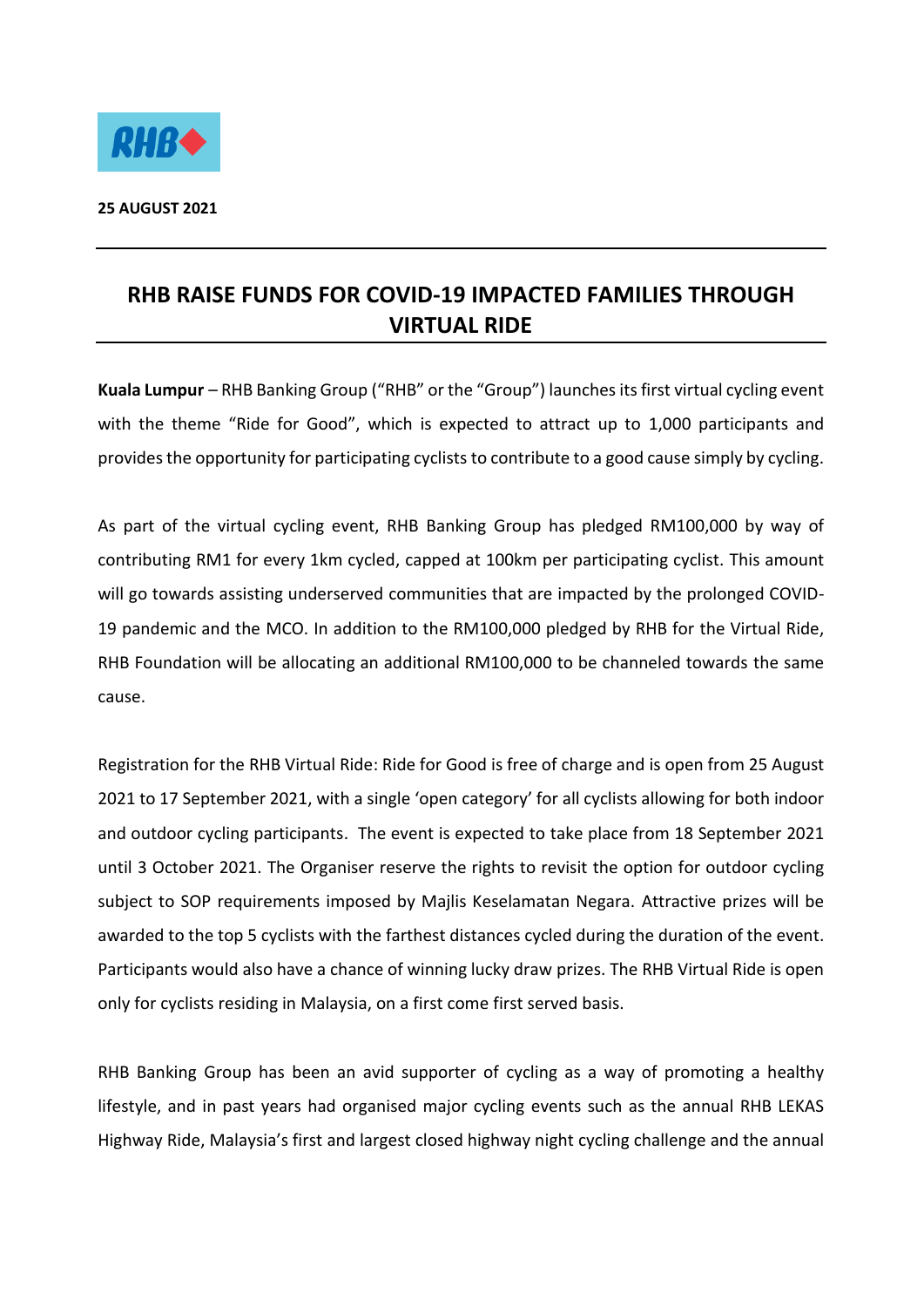**25 AUGUST 2021**

# RHB RAISE FUNDS FOR COVID-19 IMPACTED FAMILIES THROUGH VIRTUAL RIDE

**Kuala Lumpur** – RHB Banking Group ("RHB" or the "Group") launches its first virtual cycling event with the theme "Ride for Good", which is expected to attract up to 1,000 participants and provides the opportunity for participating cyclists to contribute to a good cause simply by cycling.

As part of the virtual cycling event, RHB Banking Group has pledged RM100,000 by way of contributing RM1 for every 1km cycled, capped at 100km per participating cyclist. This amount will go towards assisting underserved communities that are impacted by the prolonged COVID-19 pandemic and the MCO. In addition to the RM100,000 pledged by RHB for the Virtual Ride, RHB Foundation will be allocating an additional RM100,000 to be channeled towards the same cause.

Registration for the RHB Virtual Ride: Ride for Good is free of charge and is open from 25 August 2021 to 17 September 2021, with a single 'open category' for all cyclists allowing for both indoor and outdoor cycling participants. The event is expected to take place from 18 September 2021 until 3 October 2021. The Organiser reserve the rights to revisit the option for outdoor cycling subject to SOP requirements imposed by Majlis Keselamatan Negara. Attractive prizes will be awarded to the top 5 cyclists with the farthest distances cycled during the duration of the event. Participants would also have a chance of winning lucky draw prizes. The RHB Virtual Ride is open only for cyclists residing in Malaysia, on a first come first served basis.

RHB Banking Group has been an avid supporter of cycling as a way of promoting a healthy lifestyle, and in past years had organised major cycling events such as the annual RHB LEKAS Highway Ride, Malaysia's first and largest closed highway night cycling challenge and the annual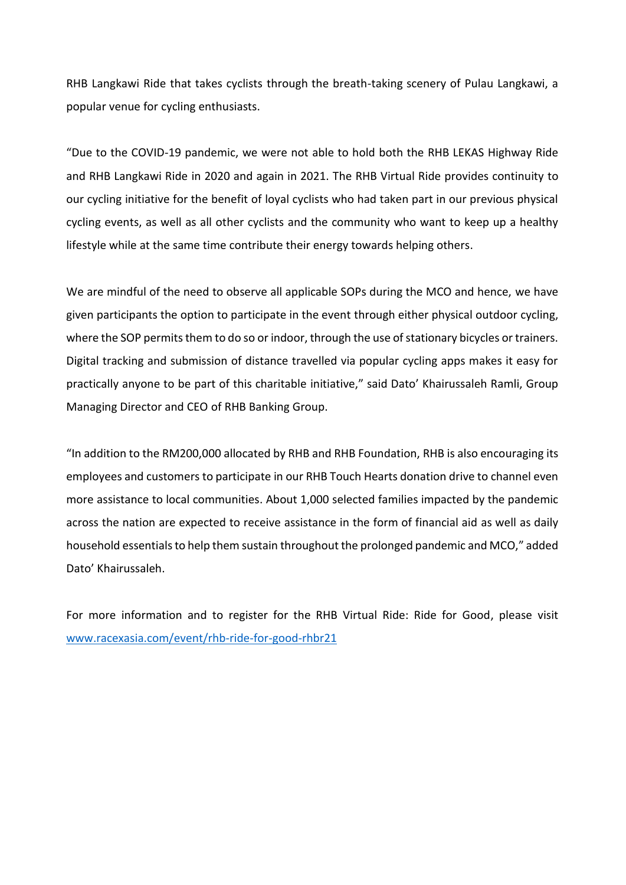RHB Langkawi Ride that takes cyclists through the breath-taking scenery of Pulau Langkawi, a popular venue for cycling enthusiasts.

"Due to the COVID-19 pandemic, we were not able to hold both the RHB LEKAS Highway Ride and RHB Langkawi Ride in 2020 and again in 2021. The RHB Virtual Ride provides continuity to our cycling initiative for the benefit of loyal cyclists who had taken part in our previous physical cycling events, as well as all other cyclists and the community who want to keep up a healthy lifestyle while at the same time contribute their energy towards helping others.

We are mindful of the need to observe all applicable SOPs during the MCO and hence, we have given participants the option to participate in the event through either physical outdoor cycling, where the SOP permits them to do so or indoor, through the use of stationary bicycles or trainers. Digital tracking and submission of distance travelled via popular cycling apps makes it easy for practically anyone to be part of this charitable initiative," said Dato' Khairussaleh Ramli, Group Managing Director and CEO of RHB Banking Group.

"In addition to the RM200,000 allocated by RHB and RHB Foundation, RHB is also encouraging its employees and customers to participate in our RHB Touch Hearts donation drive to channel even more assistance to local communities. About 1,000 selected families impacted by the pandemic across the nation are expected to receive assistance in the form of financial aid as well as daily household essentials to help them sustain throughout the prolonged pandemic and MCO," added Dato' Khairussaleh.

For more information and to register for the RHB Virtual Ride: Ride for Good, please visit [www.racexasia.com/event/rhb-ride-for-good-rhbr21](www.racexasia.com/event/rhb-ride-for-good-rhbr21)